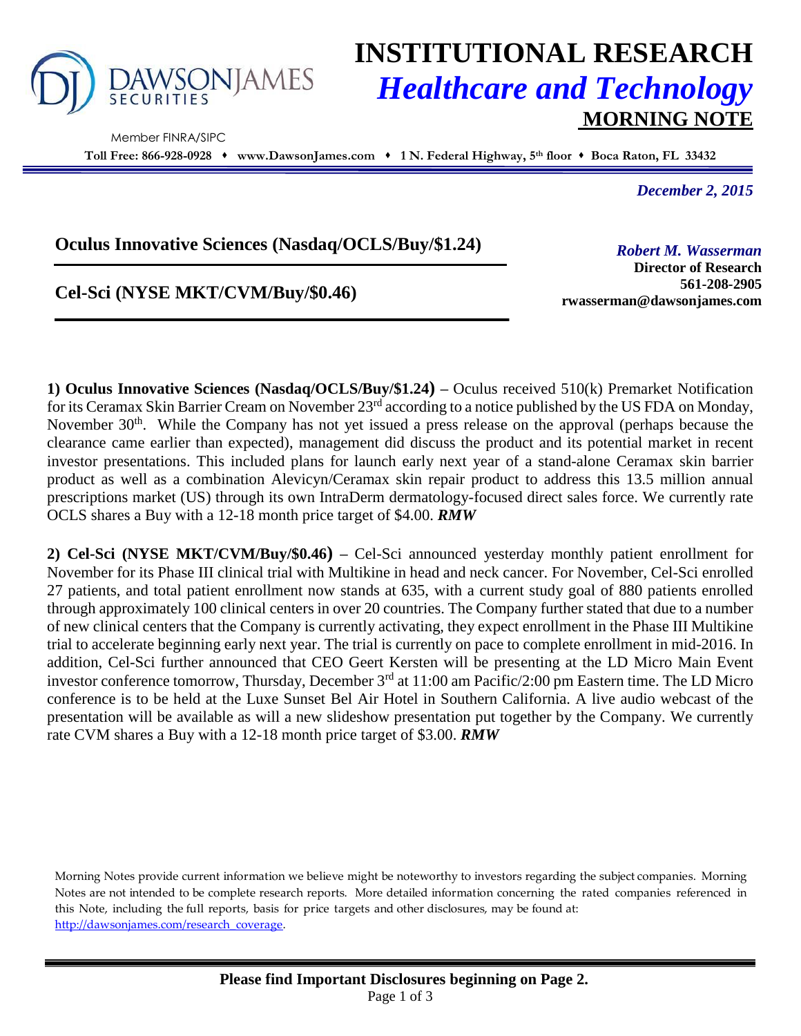# INSTITUTIONAL RESEARCH

## *Healthcare and Technology*

## MORNING NOTE

DAWSON JAMES SECURITIES

Member FINRA/SIPC

**Toll Free: 866-928-0928 ♦ www.DawsonJames.com ♦ 1 N. Federal Highway, 5th floor ♦ Boca Raton, FL 33432**

*December 2, 2015*

**Oculus Innovative Sciences (Nasdaq/OCLS/Buy/$1.24)**

**Cel-Sci (NYSE MKT/CVM/Buy/$0.46)**

*Robert M. Wasserman*
**Director of Research**
**561-208-2905**
**rwasserman@dawsonjames.com**

**1) Oculus Innovative Sciences (Nasdaq/OCLS/Buy/$1.24) –** Oculus received 510(k) Premarket Notification for its Ceramax Skin Barrier Cream on November 23rd according to a notice published by the US FDA on Monday, November 30th. While the Company has not yet issued a press release on the approval (perhaps because the clearance came earlier than expected), management did discuss the product and its potential market in recent investor presentations. This included plans for launch early next year of a stand-alone Ceramax skin barrier product as well as a combination Alevicyn/Ceramax skin repair product to address this 13.5 million annual prescriptions market (US) through its own IntraDerm dermatology-focused direct sales force. We currently rate OCLS shares a Buy with a 12-18 month price target of $4.00. ***RMW***

**2) Cel-Sci (NYSE MKT/CVM/Buy/$0.46) –** Cel-Sci announced yesterday monthly patient enrollment for November for its Phase III clinical trial with Multikine in head and neck cancer. For November, Cel-Sci enrolled 27 patients, and total patient enrollment now stands at 635, with a current study goal of 880 patients enrolled through approximately 100 clinical centers in over 20 countries. The Company further stated that due to a number of new clinical centers that the Company is currently activating, they expect enrollment in the Phase III Multikine trial to accelerate beginning early next year. The trial is currently on pace to complete enrollment in mid-2016. In addition, Cel-Sci further announced that CEO Geert Kersten will be presenting at the LD Micro Main Event investor conference tomorrow, Thursday, December 3rd at 11:00 am Pacific/2:00 pm Eastern time. The LD Micro conference is to be held at the Luxe Sunset Bel Air Hotel in Southern California. A live audio webcast of the presentation will be available as will a new slideshow presentation put together by the Company. We currently rate CVM shares a Buy with a 12-18 month price target of $3.00. ***RMW***

Morning Notes provide current information we believe might be noteworthy to investors regarding the subject companies. Morning Notes are not intended to be complete research reports. More detailed information concerning the rated companies referenced in this Note, including the full reports, basis for price targets and other disclosures, may be found at: http://dawsonjames.com/research_coverage.

**Please find Important Disclosures beginning on Page 2.**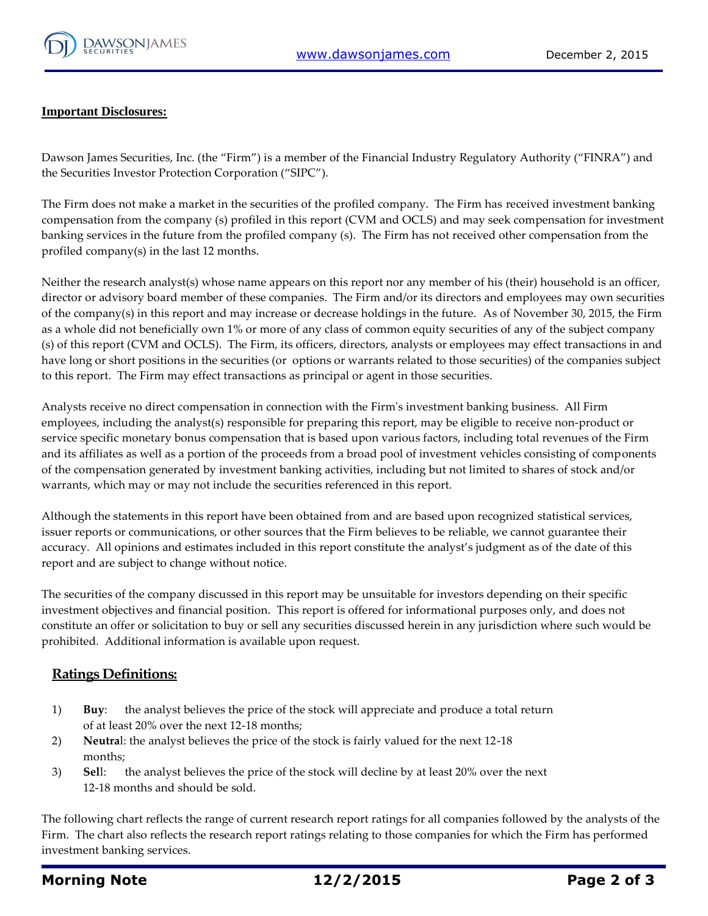**Important Disclosures:**

Dawson James Securities, Inc. (the "Firm") is a member of the Financial Industry Regulatory Authority ("FINRA") and the Securities Investor Protection Corporation ("SIPC").

The Firm does not make a market in the securities of the profiled company. The Firm has received investment banking compensation from the company (s) profiled in this report (CVM and OCLS) and may seek compensation for investment banking services in the future from the profiled company (s). The Firm has not received other compensation from the profiled company(s) in the last 12 months.

Neither the research analyst(s) whose name appears on this report nor any member of his (their) household is an officer, director or advisory board member of these companies. The Firm and/or its directors and employees may own securities of the company(s) in this report and may increase or decrease holdings in the future. As of November 30, 2015, the Firm as a whole did not beneficially own 1% or more of any class of common equity securities of any of the subject company (s) of this report (CVM and OCLS). The Firm, its officers, directors, analysts or employees may effect transactions in and have long or short positions in the securities (or options or warrants related to those securities) of the companies subject to this report. The Firm may effect transactions as principal or agent in those securities.

Analysts receive no direct compensation in connection with the Firm's investment banking business. All Firm employees, including the analyst(s) responsible for preparing this report, may be eligible to receive non-product or service specific monetary bonus compensation that is based upon various factors, including total revenues of the Firm and its affiliates as well as a portion of the proceeds from a broad pool of investment vehicles consisting of components of the compensation generated by investment banking activities, including but not limited to shares of stock and/or warrants, which may or may not include the securities referenced in this report.

Although the statements in this report have been obtained from and are based upon recognized statistical services, issuer reports or communications, or other sources that the Firm believes to be reliable, we cannot guarantee their accuracy. All opinions and estimates included in this report constitute the analyst's judgment as of the date of this report and are subject to change without notice.

The securities of the company discussed in this report may be unsuitable for investors depending on their specific investment objectives and financial position. This report is offered for informational purposes only, and does not constitute an offer or solicitation to buy or sell any securities discussed herein in any jurisdiction where such would be prohibited. Additional information is available upon request.

## Ratings Definitions:

1) **Buy**: the analyst believes the price of the stock will appreciate and produce a total return of at least 20% over the next 12-18 months;
2) **Neutral**: the analyst believes the price of the stock is fairly valued for the next 12-18 months;
3) **Sell**: the analyst believes the price of the stock will decline by at least 20% over the next 12-18 months and should be sold.

The following chart reflects the range of current research report ratings for all companies followed by the analysts of the Firm. The chart also reflects the research report ratings relating to those companies for which the Firm has performed investment banking services.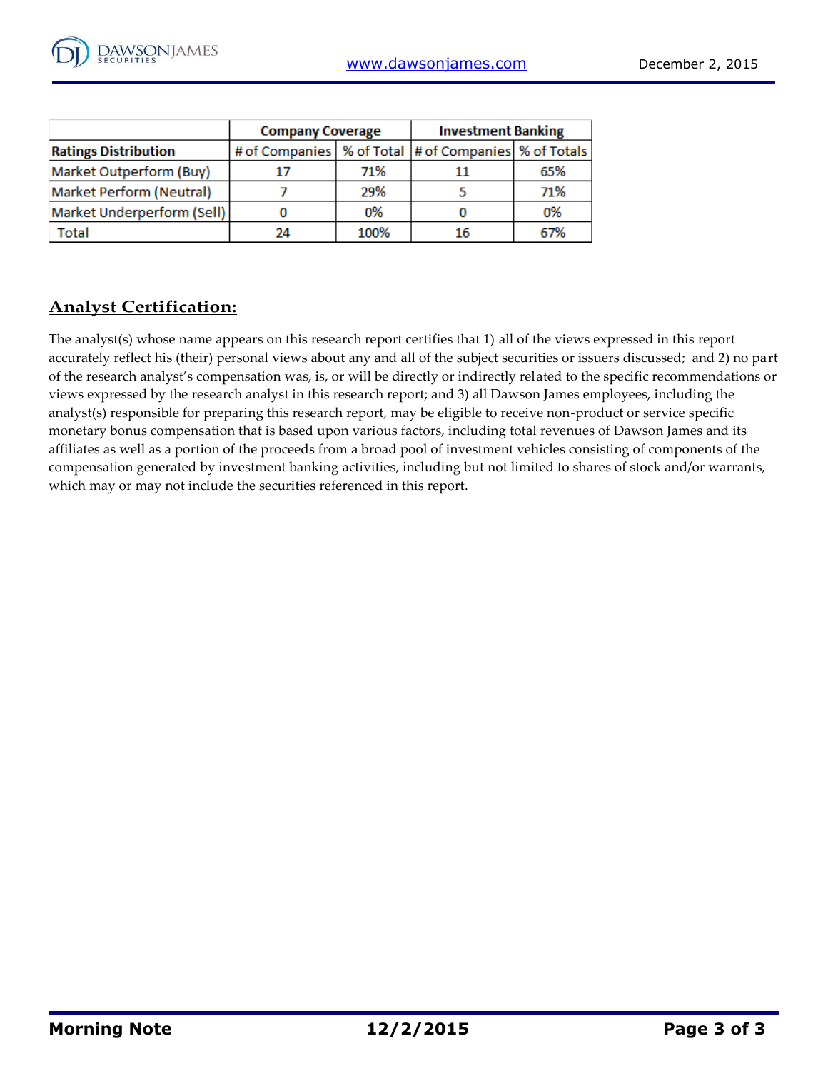| | Company Coverage | | Investment Banking | |
|---|---|---|---|---|
| **Ratings Distribution** | # of Companies | % of Total | # of Companies | % of Totals |
| Market Outperform (Buy) | 17 | 71% | 11 | 65% |
| Market Perform (Neutral) | 7 | 29% | 5 | 71% |
| Market Underperform (Sell) | 0 | 0% | 0 | 0% |
| Total | 24 | 100% | 16 | 67% |

## Analyst Certification:

The analyst(s) whose name appears on this research report certifies that 1) all of the views expressed in this report accurately reflect his (their) personal views about any and all of the subject securities or issuers discussed; and 2) no part of the research analyst's compensation was, is, or will be directly or indirectly related to the specific recommendations or views expressed by the research analyst in this research report; and 3) all Dawson James employees, including the analyst(s) responsible for preparing this research report, may be eligible to receive non-product or service specific monetary bonus compensation that is based upon various factors, including total revenues of Dawson James and its affiliates as well as a portion of the proceeds from a broad pool of investment vehicles consisting of components of the compensation generated by investment banking activities, including but not limited to shares of stock and/or warrants, which may or may not include the securities referenced in this report.